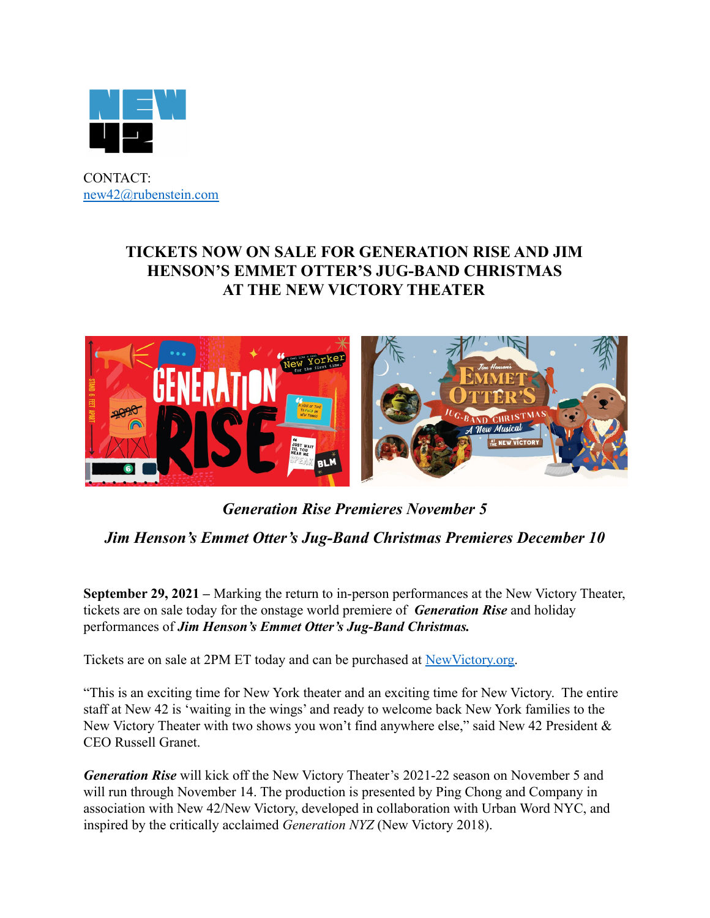CONTACT:
new42@rubenstein.com

# TICKETS NOW ON SALE FOR GENERATION RISE AND JIM HENSON'S EMMET OTTER'S JUG-BAND CHRISTMAS AT THE NEW VICTORY THEATER

***Generation Rise Premieres November 5***

***Jim Henson's Emmet Otter's Jug-Band Christmas Premieres December 10***

**September 29, 2021 –** Marking the return to in-person performances at the New Victory Theater, tickets are on sale today for the onstage world premiere of ***Generation Rise*** and holiday performances of ***Jim Henson's Emmet Otter's Jug-Band Christmas.***

Tickets are on sale at 2PM ET today and can be purchased at NewVictory.org.

"This is an exciting time for New York theater and an exciting time for New Victory. The entire staff at New 42 is 'waiting in the wings' and ready to welcome back New York families to the New Victory Theater with two shows you won't find anywhere else," said New 42 President & CEO Russell Granet.

***Generation Rise*** will kick off the New Victory Theater's 2021-22 season on November 5 and will run through November 14. The production is presented by Ping Chong and Company in association with New 42/New Victory, developed in collaboration with Urban Word NYC, and inspired by the critically acclaimed *Generation NYZ* (New Victory 2018).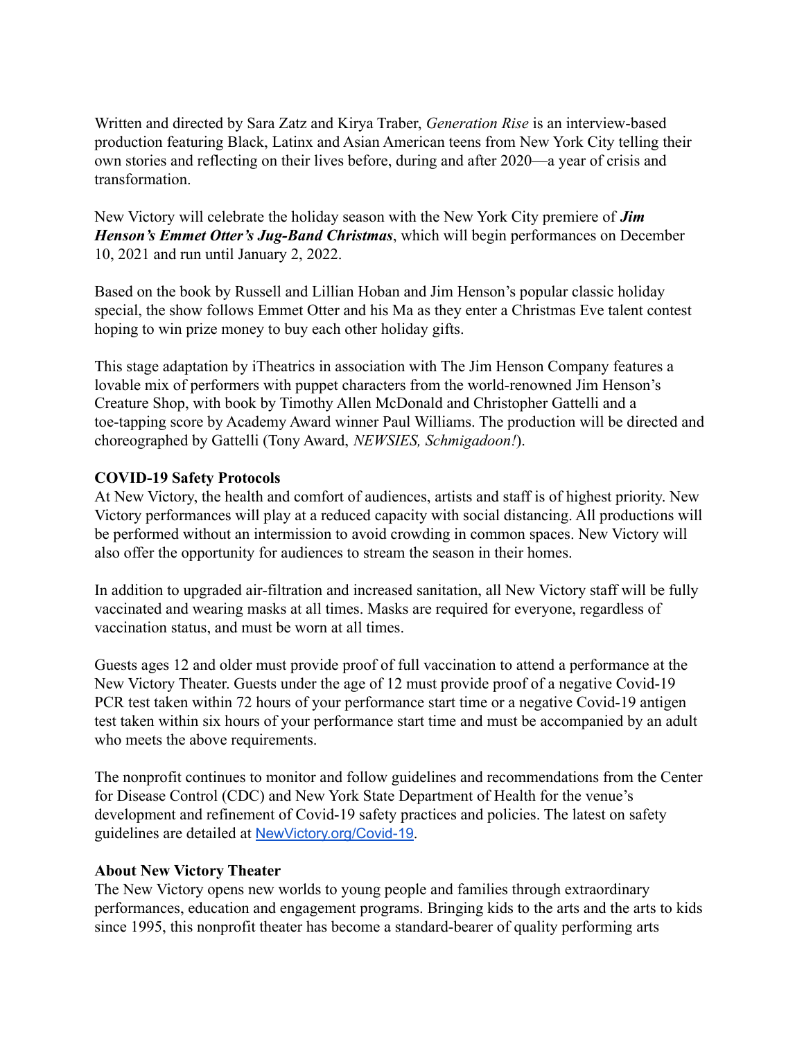Written and directed by Sara Zatz and Kirya Traber, *Generation Rise* is an interview-based production featuring Black, Latinx and Asian American teens from New York City telling their own stories and reflecting on their lives before, during and after 2020—a year of crisis and transformation.

New Victory will celebrate the holiday season with the New York City premiere of ***Jim Henson's Emmet Otter's Jug-Band Christmas***, which will begin performances on December 10, 2021 and run until January 2, 2022.

Based on the book by Russell and Lillian Hoban and Jim Henson's popular classic holiday special, the show follows Emmet Otter and his Ma as they enter a Christmas Eve talent contest hoping to win prize money to buy each other holiday gifts.

This stage adaptation by iTheatrics in association with The Jim Henson Company features a lovable mix of performers with puppet characters from the world-renowned Jim Henson's Creature Shop, with book by Timothy Allen McDonald and Christopher Gattelli and a toe-tapping score by Academy Award winner Paul Williams. The production will be directed and choreographed by Gattelli (Tony Award, *NEWSIES, Schmigadoon!*).

**COVID-19 Safety Protocols**

At New Victory, the health and comfort of audiences, artists and staff is of highest priority. New Victory performances will play at a reduced capacity with social distancing. All productions will be performed without an intermission to avoid crowding in common spaces. New Victory will also offer the opportunity for audiences to stream the season in their homes.

In addition to upgraded air-filtration and increased sanitation, all New Victory staff will be fully vaccinated and wearing masks at all times. Masks are required for everyone, regardless of vaccination status, and must be worn at all times.

Guests ages 12 and older must provide proof of full vaccination to attend a performance at the New Victory Theater. Guests under the age of 12 must provide proof of a negative Covid-19 PCR test taken within 72 hours of your performance start time or a negative Covid-19 antigen test taken within six hours of your performance start time and must be accompanied by an adult who meets the above requirements.

The nonprofit continues to monitor and follow guidelines and recommendations from the Center for Disease Control (CDC) and New York State Department of Health for the venue's development and refinement of Covid-19 safety practices and policies. The latest on safety guidelines are detailed at [NewVictory.org/Covid-19](NewVictory.org/Covid-19).

**About New Victory Theater**

The New Victory opens new worlds to young people and families through extraordinary performances, education and engagement programs. Bringing kids to the arts and the arts to kids since 1995, this nonprofit theater has become a standard-bearer of quality performing arts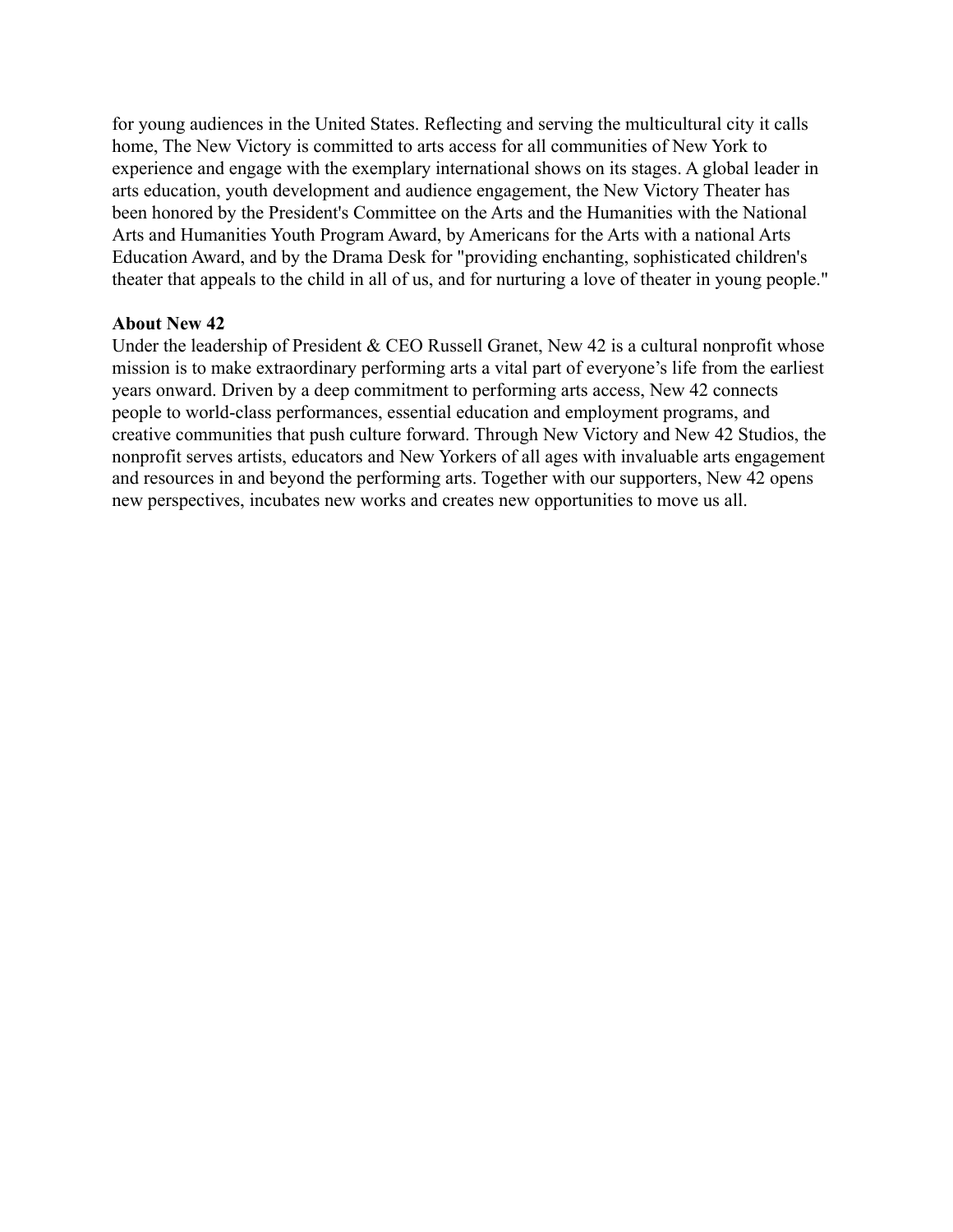for young audiences in the United States. Reflecting and serving the multicultural city it calls home, The New Victory is committed to arts access for all communities of New York to experience and engage with the exemplary international shows on its stages. A global leader in arts education, youth development and audience engagement, the New Victory Theater has been honored by the President's Committee on the Arts and the Humanities with the National Arts and Humanities Youth Program Award, by Americans for the Arts with a national Arts Education Award, and by the Drama Desk for "providing enchanting, sophisticated children's theater that appeals to the child in all of us, and for nurturing a love of theater in young people."

**About New 42**

Under the leadership of President & CEO Russell Granet, New 42 is a cultural nonprofit whose mission is to make extraordinary performing arts a vital part of everyone's life from the earliest years onward. Driven by a deep commitment to performing arts access, New 42 connects people to world-class performances, essential education and employment programs, and creative communities that push culture forward. Through New Victory and New 42 Studios, the nonprofit serves artists, educators and New Yorkers of all ages with invaluable arts engagement and resources in and beyond the performing arts. Together with our supporters, New 42 opens new perspectives, incubates new works and creates new opportunities to move us all.